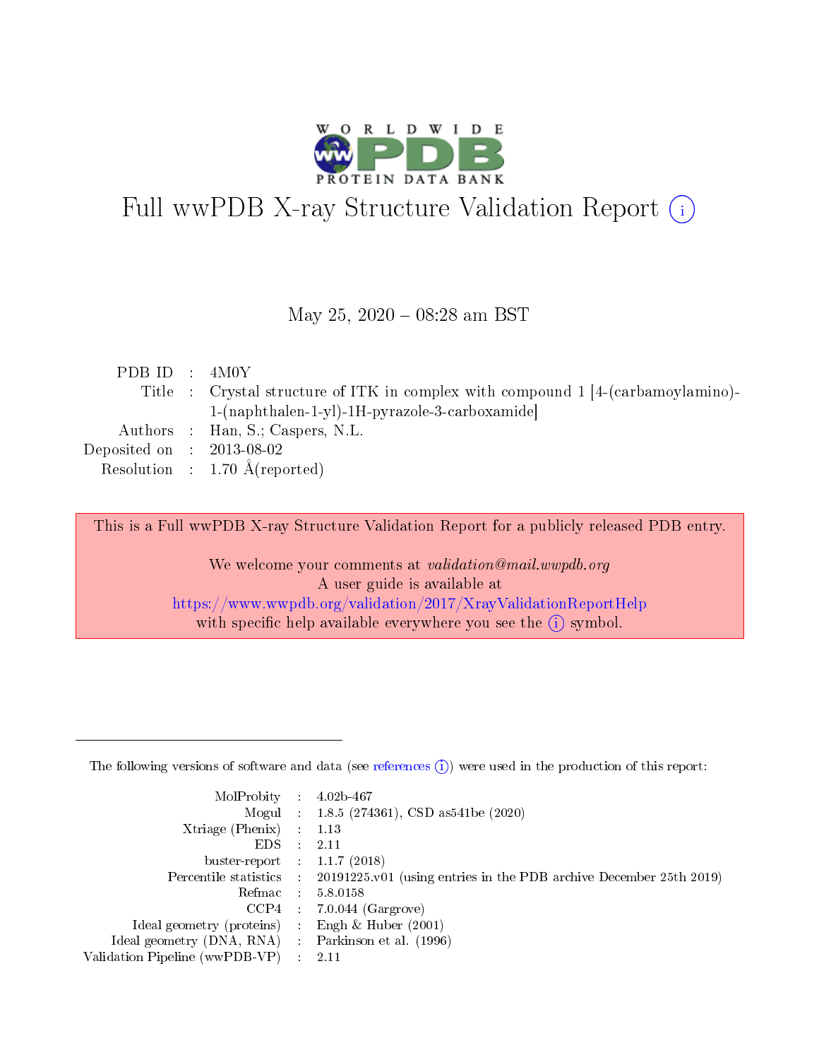# Full wwPDB X-ray Structure Validation Report ⓘ

May 25, 2020 – 08:28 am BST

| | | |
|---|---|---|
| PDB ID | : | 4M0Y |
| Title | : | Crystal structure of ITK in complex with compound 1 [4-(carbamoylamino)-1-(naphthalen-1-yl)-1H-pyrazole-3-carboxamide] |
| Authors | : | Han, S.; Caspers, N.L. |
| Deposited on | : | 2013-08-02 |
| Resolution | : | 1.70 Å(reported) |

This is a Full wwPDB X-ray Structure Validation Report for a publicly released PDB entry.

We welcome your comments at *validation@mail.wwpdb.org*
A user guide is available at
https://www.wwpdb.org/validation/2017/XrayValidationReportHelp
with specific help available everywhere you see the ⓘ symbol.

The following versions of software and data (see references ⓘ) were used in the production of this report:

| | | |
|---|---|---|
| MolProbity | : | 4.02b-467 |
| Mogul | : | 1.8.5 (274361), CSD as541be (2020) |
| Xtriage (Phenix) | : | 1.13 |
| EDS | : | 2.11 |
| buster-report | : | 1.1.7 (2018) |
| Percentile statistics | : | 20191225.v01 (using entries in the PDB archive December 25th 2019) |
| Refmac | : | 5.8.0158 |
| CCP4 | : | 7.0.044 (Gargrove) |
| Ideal geometry (proteins) | : | Engh & Huber (2001) |
| Ideal geometry (DNA, RNA) | : | Parkinson et al. (1996) |
| Validation Pipeline (wwPDB-VP) | : | 2.11 |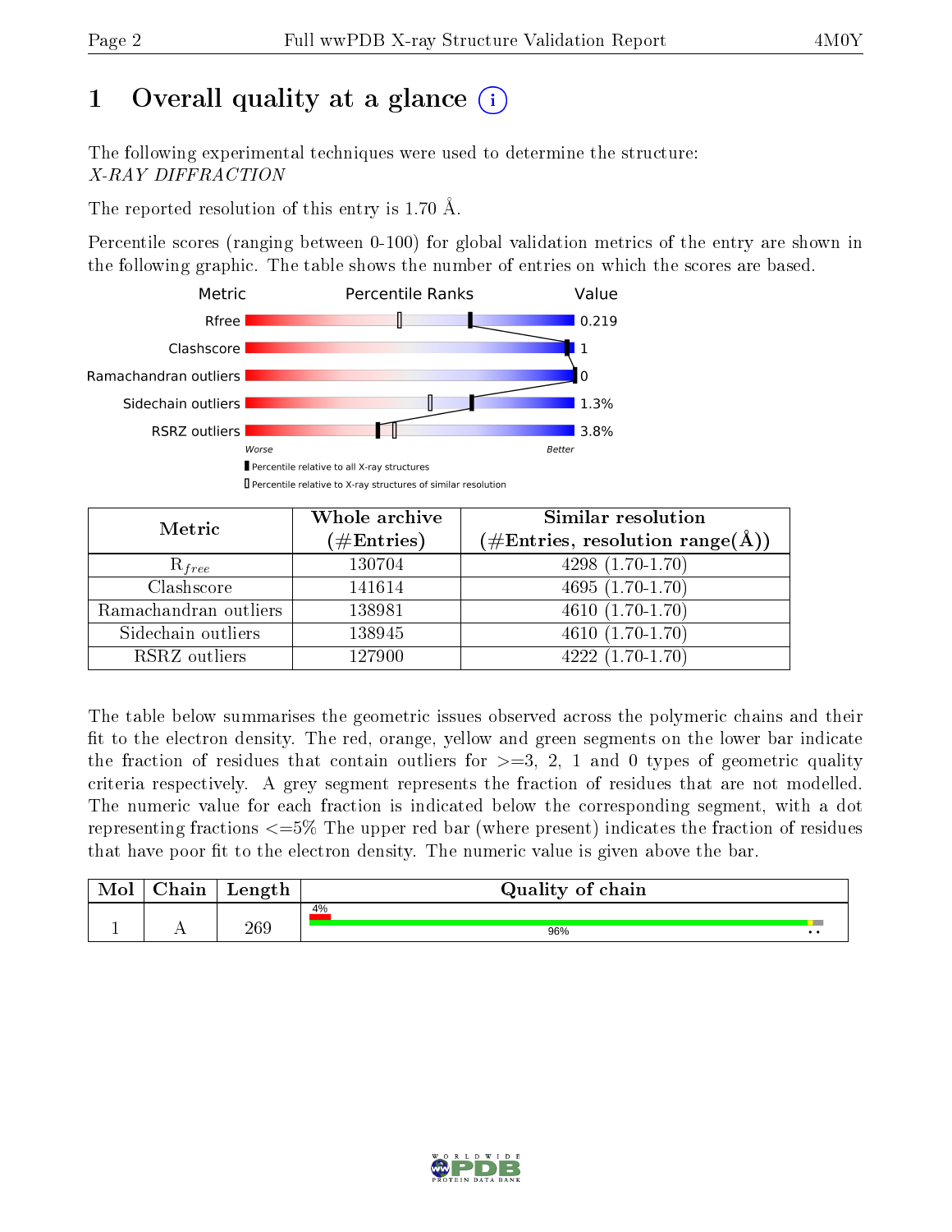# 1 Overall quality at a glance (i)

The following experimental techniques were used to determine the structure:
*X-RAY DIFFRACTION*

The reported resolution of this entry is 1.70 Å.

Percentile scores (ranging between 0-100) for global validation metrics of the entry are shown in the following graphic. The table shows the number of entries on which the scores are based.

| Metric | Value |
|---|---|
| Rfree | 0.219 |
| Clashscore | 1 |
| Ramachandran outliers | 0 |
| Sidechain outliers | 1.3% |
| RSRZ outliers | 3.8% |

Worse — Better

▮ Percentile relative to all X-ray structures

▯ Percentile relative to X-ray structures of similar resolution

| Metric | Whole archive (#Entries) | Similar resolution (#Entries, resolution range(Å)) |
|---|---|---|
| $R_{free}$ | 130704 | 4298 (1.70-1.70) |
| Clashscore | 141614 | 4695 (1.70-1.70) |
| Ramachandran outliers | 138981 | 4610 (1.70-1.70) |
| Sidechain outliers | 138945 | 4610 (1.70-1.70) |
| RSRZ outliers | 127900 | 4222 (1.70-1.70) |

The table below summarises the geometric issues observed across the polymeric chains and their fit to the electron density. The red, orange, yellow and green segments on the lower bar indicate the fraction of residues that contain outliers for >=3, 2, 1 and 0 types of geometric quality criteria respectively. A grey segment represents the fraction of residues that are not modelled. The numeric value for each fraction is indicated below the corresponding segment, with a dot representing fractions <=5% The upper red bar (where present) indicates the fraction of residues that have poor fit to the electron density. The numeric value is given above the bar.

| Mol | Chain | Length | Quality of chain |
|---|---|---|---|
| 1 | A | 269 | 4% / 96% • • |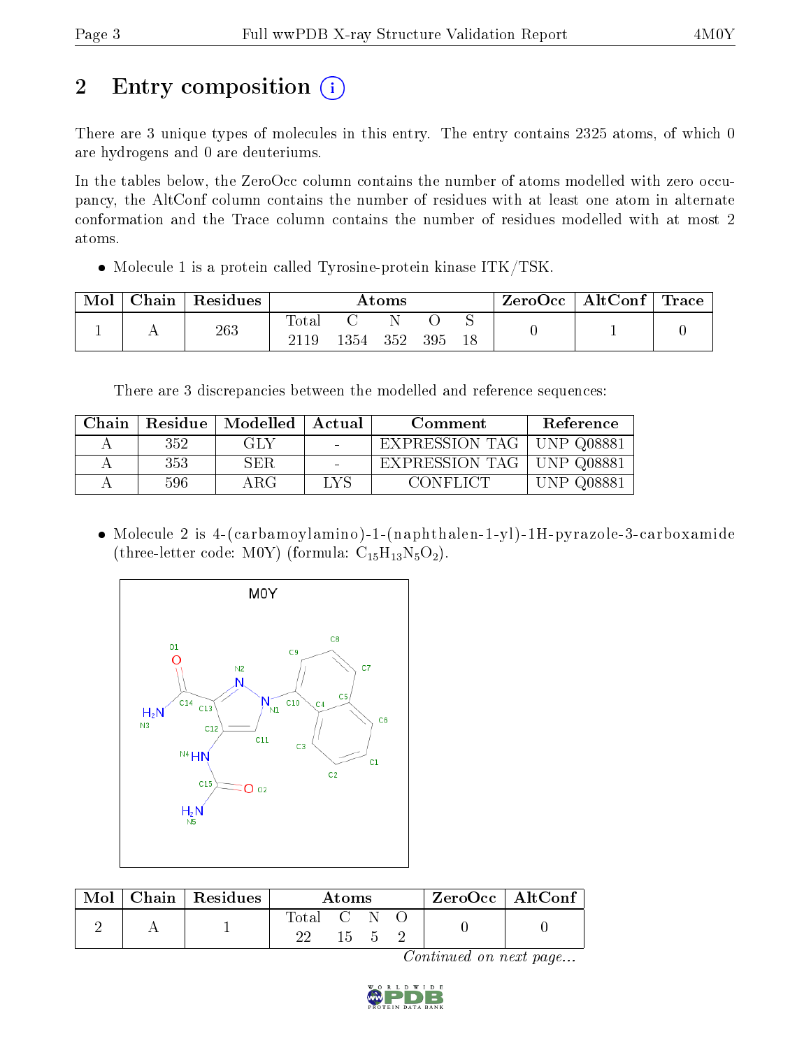## 2 Entry composition (i)

There are 3 unique types of molecules in this entry. The entry contains 2325 atoms, of which 0 are hydrogens and 0 are deuteriums.

In the tables below, the ZeroOcc column contains the number of atoms modelled with zero occupancy, the AltConf column contains the number of residues with at least one atom in alternate conformation and the Trace column contains the number of residues modelled with at most 2 atoms.

- Molecule 1 is a protein called Tyrosine-protein kinase ITK/TSK.

| Mol | Chain | Residues | Atoms | | | | | ZeroOcc | AltConf | Trace |
|---|---|---|---|---|---|---|---|---|---|---|
| 1 | A | 263 | Total | C | N | O | S | 0 | 1 | 0 |
| | | | 2119 | 1354 | 352 | 395 | 18 | | | |

There are 3 discrepancies between the modelled and reference sequences:

| Chain | Residue | Modelled | Actual | Comment | Reference |
|---|---|---|---|---|---|
| A | 352 | GLY | - | EXPRESSION TAG | UNP Q08881 |
| A | 353 | SER | - | EXPRESSION TAG | UNP Q08881 |
| A | 596 | ARG | LYS | CONFLICT | UNP Q08881 |

- Molecule 2 is 4-(carbamoylamino)-1-(naphthalen-1-yl)-1H-pyrazole-3-carboxamide (three-letter code: M0Y) (formula: $C_{15}H_{13}N_5O_2$).

| Mol | Chain | Residues | Atoms | | | | ZeroOcc | AltConf |
|---|---|---|---|---|---|---|---|---|
| 2 | A | 1 | Total | C | N | O | 0 | 0 |
| | | | 22 | 15 | 5 | 2 | | |

*Continued on next page...*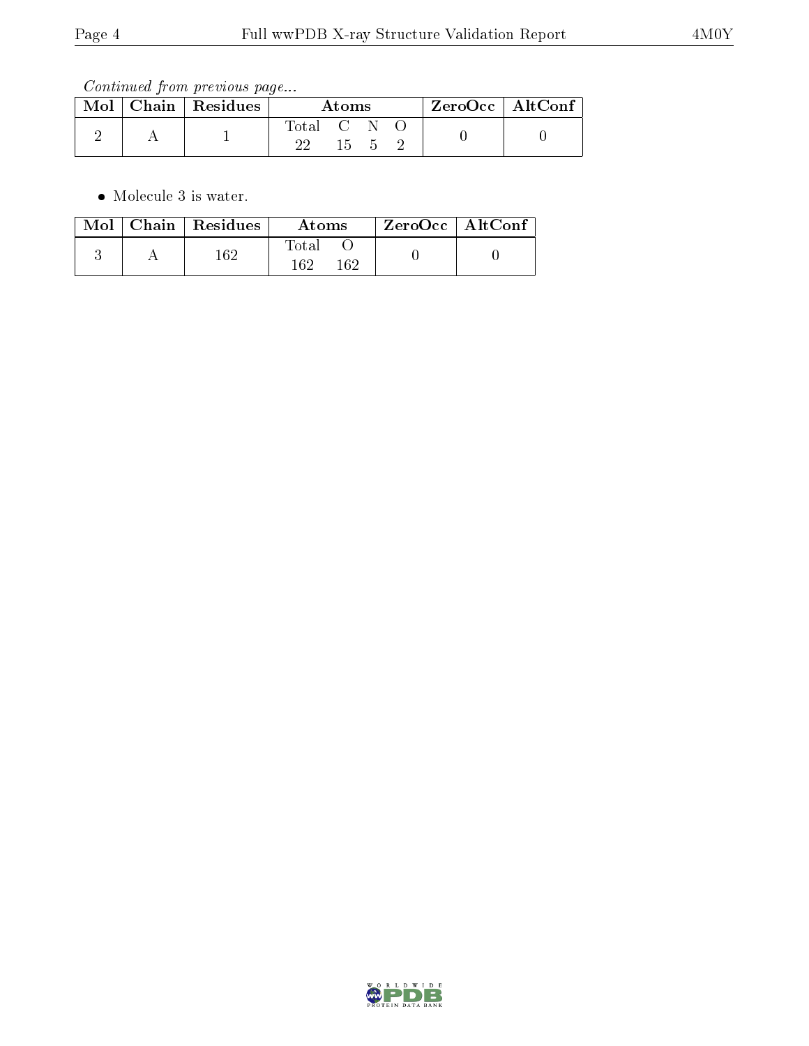*Continued from previous page...*

| Mol | Chain | Residues | Atoms | | | | ZeroOcc | AltConf |
|---|---|---|---|---|---|---|---|---|
| | | | Total | C | N | O | | |
| 2 | A | 1 | 22 | 15 | 5 | 2 | 0 | 0 |

- Molecule 3 is water.

| Mol | Chain | Residues | Atoms | | ZeroOcc | AltConf |
|---|---|---|---|---|---|---|
| | | | Total | O | | |
| 3 | A | 162 | 162 | 162 | 0 | 0 |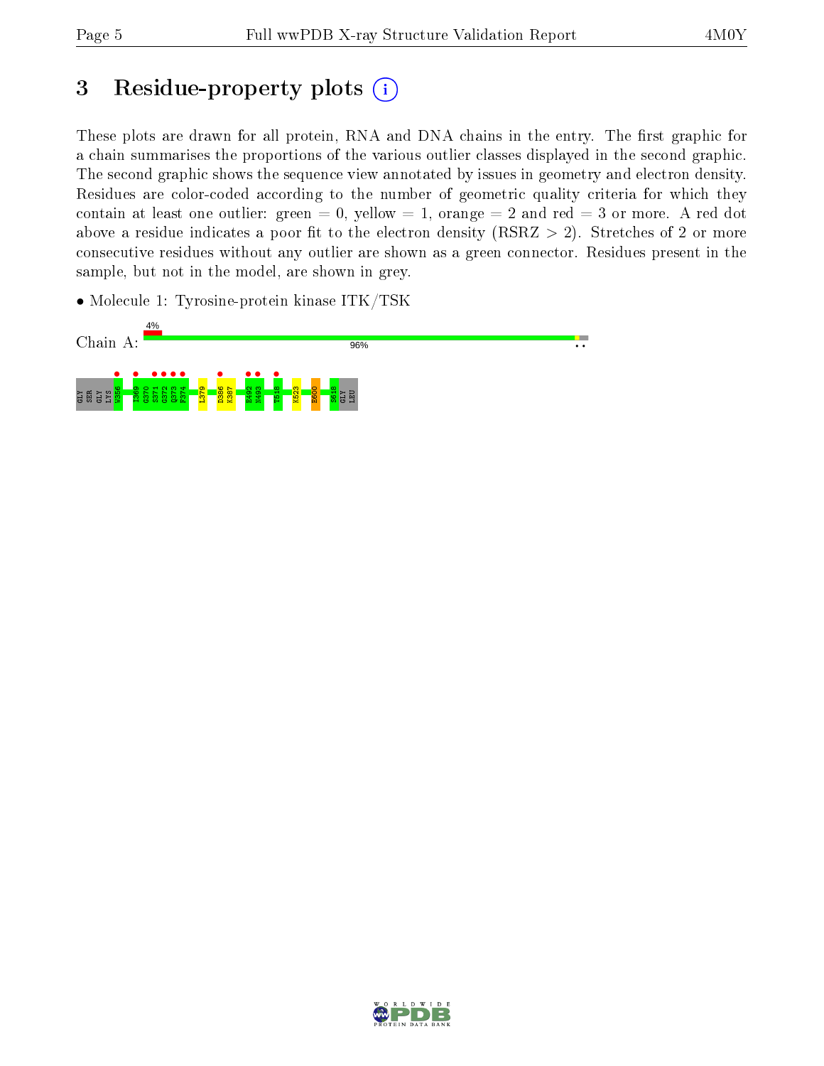# 3 Residue-property plots

These plots are drawn for all protein, RNA and DNA chains in the entry. The first graphic for a chain summarises the proportions of the various outlier classes displayed in the second graphic. The second graphic shows the sequence view annotated by issues in geometry and electron density. Residues are color-coded according to the number of geometric quality criteria for which they contain at least one outlier: green = 0, yellow = 1, orange = 2 and red = 3 or more. A red dot above a residue indicates a poor fit to the electron density (RSRZ > 2). Stretches of 2 or more consecutive residues without any outlier are shown as a green connector. Residues present in the sample, but not in the model, are shown in grey.

- Molecule 1: Tyrosine-protein kinase ITK/TSK

Chain A: 4% / 96%

GLY SER GLY LYS W356 I369 G370 S371 G372 Q373 F374 L379 D386 K387 R492 N493 T518 K523 E600 S618 GLY LEU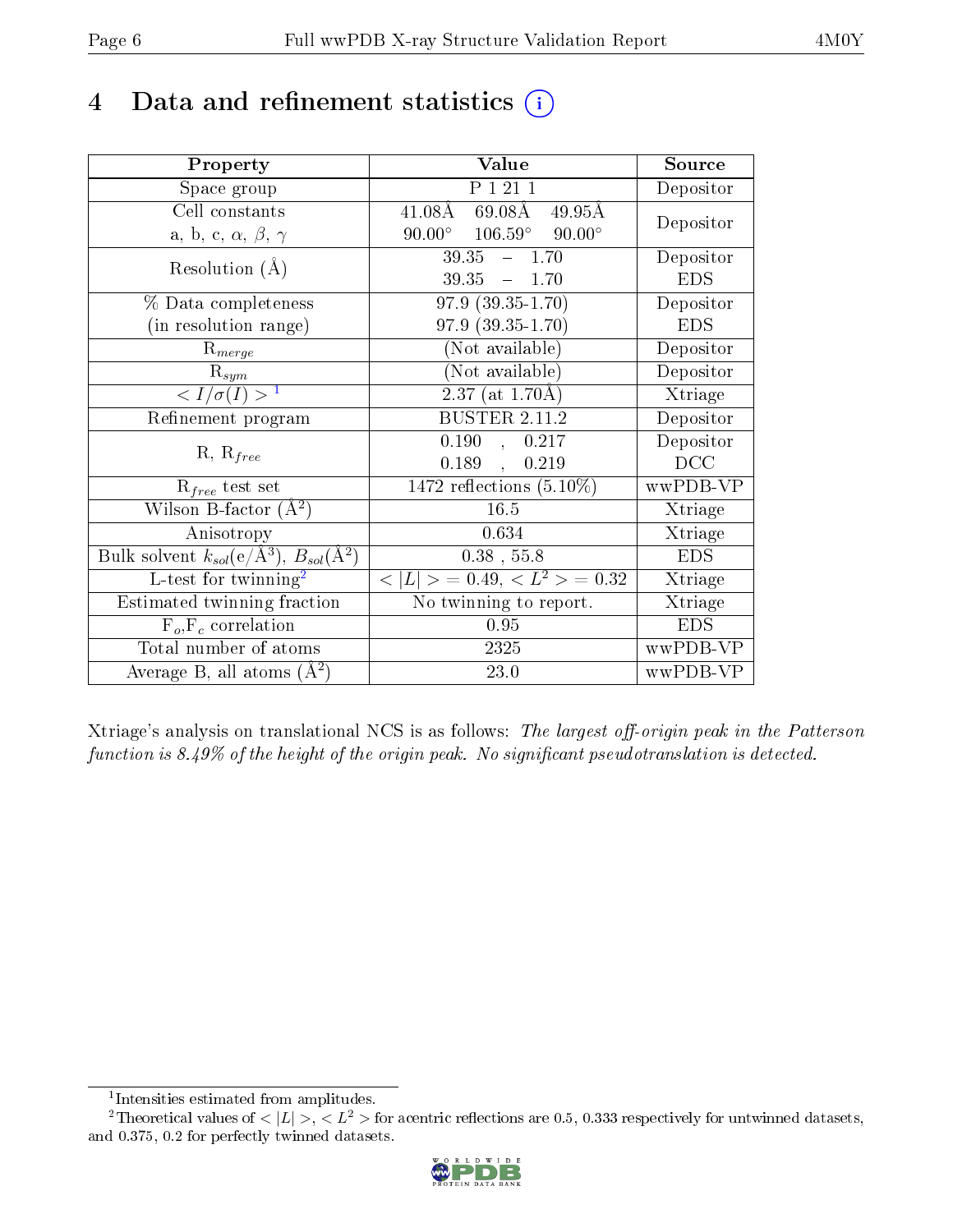# 4 Data and refinement statistics (i)

| Property | Value | Source |
|---|---|---|
| Space group | P 1 21 1 | Depositor |
| Cell constants<br>a, b, c, $\alpha$, $\beta$, $\gamma$ | 41.08Å 69.08Å 49.95Å<br>90.00° 106.59° 90.00° | Depositor |
| Resolution (Å) | 39.35 – 1.70<br>39.35 – 1.70 | Depositor<br>EDS |
| % Data completeness<br>(in resolution range) | 97.9 (39.35-1.70)<br>97.9 (39.35-1.70) | Depositor<br>EDS |
| $R_{merge}$ | (Not available) | Depositor |
| $R_{sym}$ | (Not available) | Depositor |
| $< I/\sigma(I) >$ [1] | 2.37 (at 1.70Å) | Xtriage |
| Refinement program | BUSTER 2.11.2 | Depositor |
| R, $R_{free}$ | 0.190 , 0.217<br>0.189 , 0.219 | Depositor<br>DCC |
| $R_{free}$ test set | 1472 reflections (5.10%) | wwPDB-VP |
| Wilson B-factor (Å$^2$) | 16.5 | Xtriage |
| Anisotropy | 0.634 | Xtriage |
| Bulk solvent $k_{sol}$(e/Å$^3$), $B_{sol}$(Å$^2$) | 0.38 , 55.8 | EDS |
| L-test for twinning[2] | $< \|L\| >$ = 0.49, $< L^2 >$ = 0.32 | Xtriage |
| Estimated twinning fraction | No twinning to report. | Xtriage |
| $F_o$,$F_c$ correlation | 0.95 | EDS |
| Total number of atoms | 2325 | wwPDB-VP |
| Average B, all atoms (Å$^2$) | 23.0 | wwPDB-VP |

Xtriage's analysis on translational NCS is as follows: *The largest off-origin peak in the Patterson function is 8.49% of the height of the origin peak. No significant pseudotranslation is detected.*

[1] Intensities estimated from amplitudes.

[2] Theoretical values of $< |L| >$, $< L^2 >$ for acentric reflections are 0.5, 0.333 respectively for untwinned datasets, and 0.375, 0.2 for perfectly twinned datasets.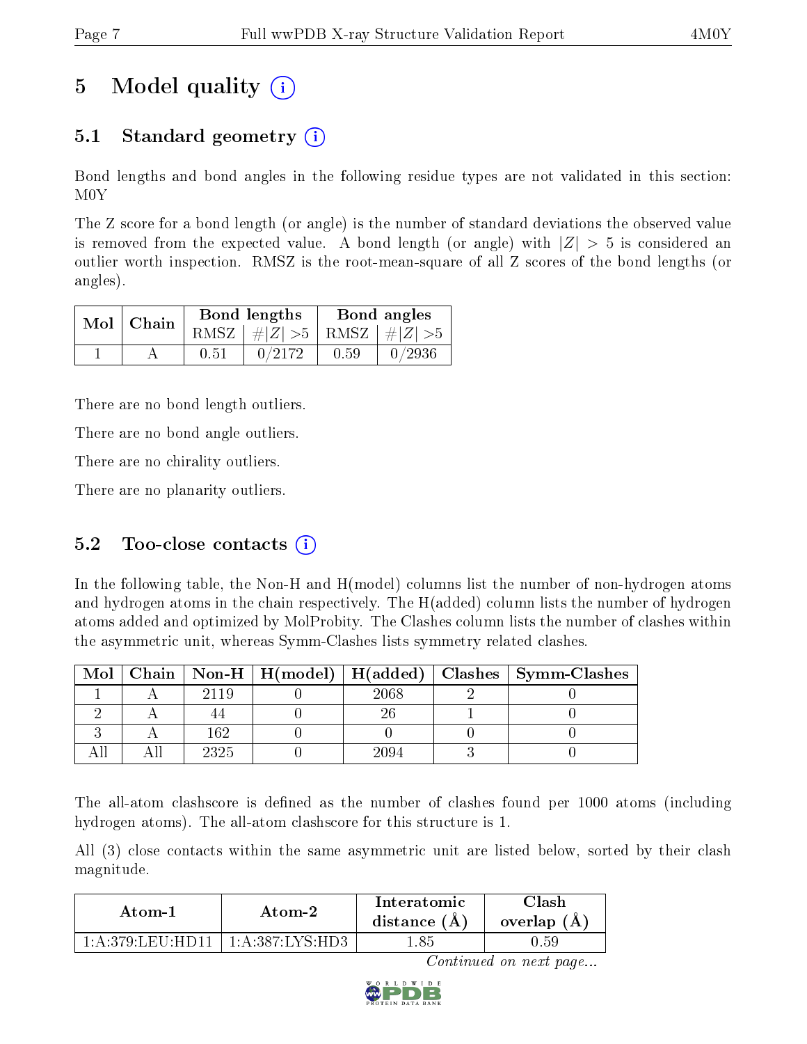# 5 Model quality

## 5.1 Standard geometry

Bond lengths and bond angles in the following residue types are not validated in this section: M0Y

The Z score for a bond length (or angle) is the number of standard deviations the observed value is removed from the expected value. A bond length (or angle) with $|Z| > 5$ is considered an outlier worth inspection. RMSZ is the root-mean-square of all Z scores of the bond lengths (or angles).

| Mol | Chain | Bond lengths | | Bond angles | |
|---|---|---|---|---|---|
| | | RMSZ | $\#\|Z\| > 5$ | RMSZ | $\#\|Z\| > 5$ |
| 1 | A | 0.51 | 0/2172 | 0.59 | 0/2936 |

There are no bond length outliers.

There are no bond angle outliers.

There are no chirality outliers.

There are no planarity outliers.

## 5.2 Too-close contacts

In the following table, the Non-H and H(model) columns list the number of non-hydrogen atoms and hydrogen atoms in the chain respectively. The H(added) column lists the number of hydrogen atoms added and optimized by MolProbity. The Clashes column lists the number of clashes within the asymmetric unit, whereas Symm-Clashes lists symmetry related clashes.

| Mol | Chain | Non-H | H(model) | H(added) | Clashes | Symm-Clashes |
|---|---|---|---|---|---|---|
| 1 | A | 2119 | 0 | 2068 | 2 | 0 |
| 2 | A | 44 | 0 | 26 | 1 | 0 |
| 3 | A | 162 | 0 | 0 | 0 | 0 |
| All | All | 2325 | 0 | 2094 | 3 | 0 |

The all-atom clashscore is defined as the number of clashes found per 1000 atoms (including hydrogen atoms). The all-atom clashscore for this structure is 1.

All (3) close contacts within the same asymmetric unit are listed below, sorted by their clash magnitude.

| Atom-1 | Atom-2 | Interatomic distance (Å) | Clash overlap (Å) |
|---|---|---|---|
| 1:A:379:LEU:HD11 | 1:A:387:LYS:HD3 | 1.85 | 0.59 |

*Continued on next page...*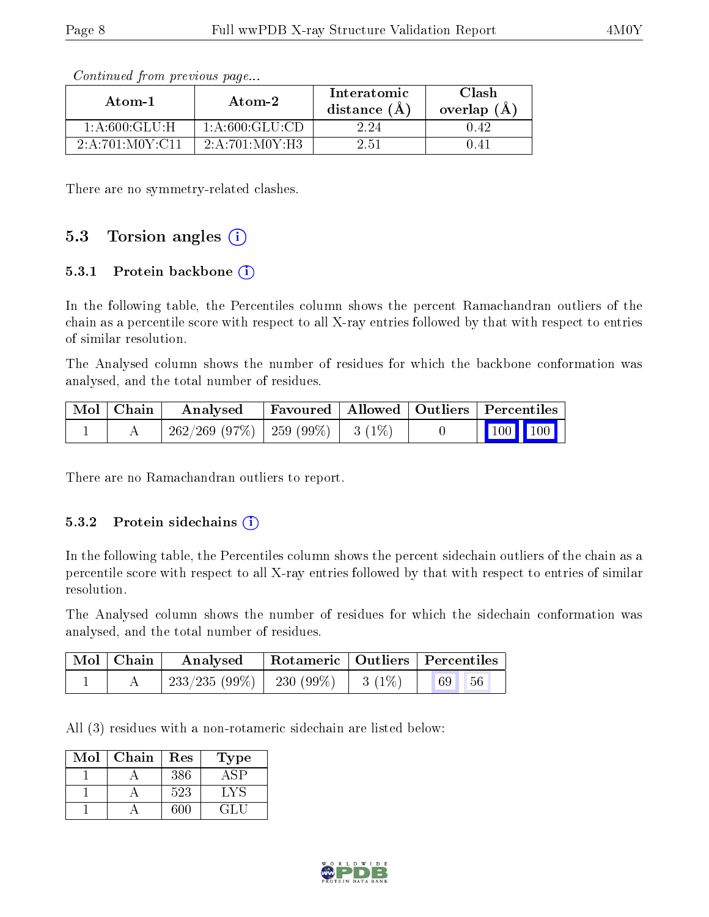*Continued from previous page...*

| Atom-1 | Atom-2 | Interatomic distance (Å) | Clash overlap (Å) |
|---|---|---|---|
| 1:A:600:GLU:H | 1:A:600:GLU:CD | 2.24 | 0.42 |
| 2:A:701:M0Y:C11 | 2:A:701:M0Y:H3 | 2.51 | 0.41 |

There are no symmetry-related clashes.

## 5.3 Torsion angles

### 5.3.1 Protein backbone

In the following table, the Percentiles column shows the percent Ramachandran outliers of the chain as a percentile score with respect to all X-ray entries followed by that with respect to entries of similar resolution.

The Analysed column shows the number of residues for which the backbone conformation was analysed, and the total number of residues.

| Mol | Chain | Analysed | Favoured | Allowed | Outliers | Percentiles | |
|---|---|---|---|---|---|---|---|
| 1 | A | 262/269 (97%) | 259 (99%) | 3 (1%) | 0 | 100 | 100 |

There are no Ramachandran outliers to report.

### 5.3.2 Protein sidechains

In the following table, the Percentiles column shows the percent sidechain outliers of the chain as a percentile score with respect to all X-ray entries followed by that with respect to entries of similar resolution.

The Analysed column shows the number of residues for which the sidechain conformation was analysed, and the total number of residues.

| Mol | Chain | Analysed | Rotameric | Outliers | Percentiles | |
|---|---|---|---|---|---|---|
| 1 | A | 233/235 (99%) | 230 (99%) | 3 (1%) | 69 | 56 |

All (3) residues with a non-rotameric sidechain are listed below:

| Mol | Chain | Res | Type |
|---|---|---|---|
| 1 | A | 386 | ASP |
| 1 | A | 523 | LYS |
| 1 | A | 600 | GLU |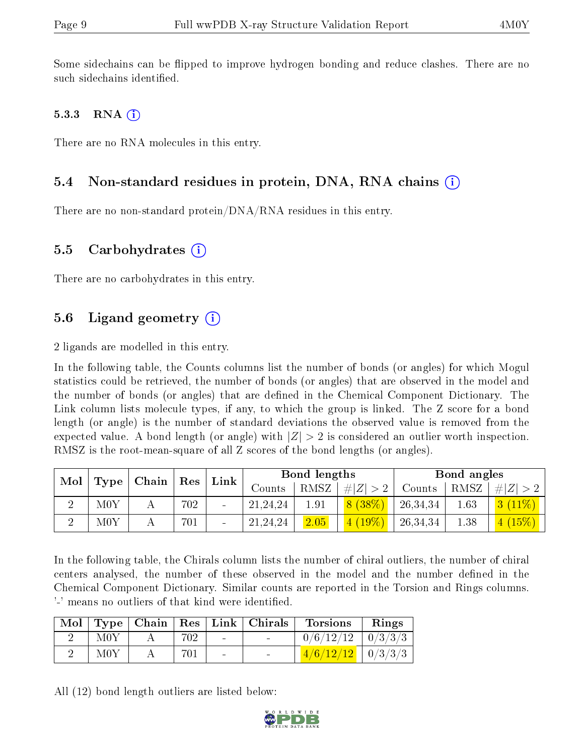Some sidechains can be flipped to improve hydrogen bonding and reduce clashes. There are no such sidechains identified.

#### 5.3.3 RNA

There are no RNA molecules in this entry.

### 5.4 Non-standard residues in protein, DNA, RNA chains

There are no non-standard protein/DNA/RNA residues in this entry.

### 5.5 Carbohydrates

There are no carbohydrates in this entry.

### 5.6 Ligand geometry

2 ligands are modelled in this entry.

In the following table, the Counts columns list the number of bonds (or angles) for which Mogul statistics could be retrieved, the number of bonds (or angles) that are observed in the model and the number of bonds (or angles) that are defined in the Chemical Component Dictionary. The Link column lists molecule types, if any, to which the group is linked. The Z score for a bond length (or angle) is the number of standard deviations the observed value is removed from the expected value. A bond length (or angle) with $|Z| > 2$ is considered an outlier worth inspection. RMSZ is the root-mean-square of all Z scores of the bond lengths (or angles).

| Mol | Type | Chain | Res | Link | Bond lengths | | | Bond angles | | |
|---|---|---|---|---|---|---|---|---|---|---|
| | | | | | Counts | RMSZ | $\#\|Z\| > 2$ | Counts | RMSZ | $\#\|Z\| > 2$ |
| 2 | M0Y | A | 702 | - | 21,24,24 | 1.91 | 8 (38%) | 26,34,34 | 1.63 | 3 (11%) |
| 2 | M0Y | A | 701 | - | 21,24,24 | 2.05 | 4 (19%) | 26,34,34 | 1.38 | 4 (15%) |

In the following table, the Chirals column lists the number of chiral outliers, the number of chiral centers analysed, the number of these observed in the model and the number defined in the Chemical Component Dictionary. Similar counts are reported in the Torsion and Rings columns. '-' means no outliers of that kind were identified.

| Mol | Type | Chain | Res | Link | Chirals | Torsions | Rings |
|---|---|---|---|---|---|---|---|
| 2 | M0Y | A | 702 | - | - | 0/6/12/12 | 0/3/3/3 |
| 2 | M0Y | A | 701 | - | - | 4/6/12/12 | 0/3/3/3 |

All (12) bond length outliers are listed below: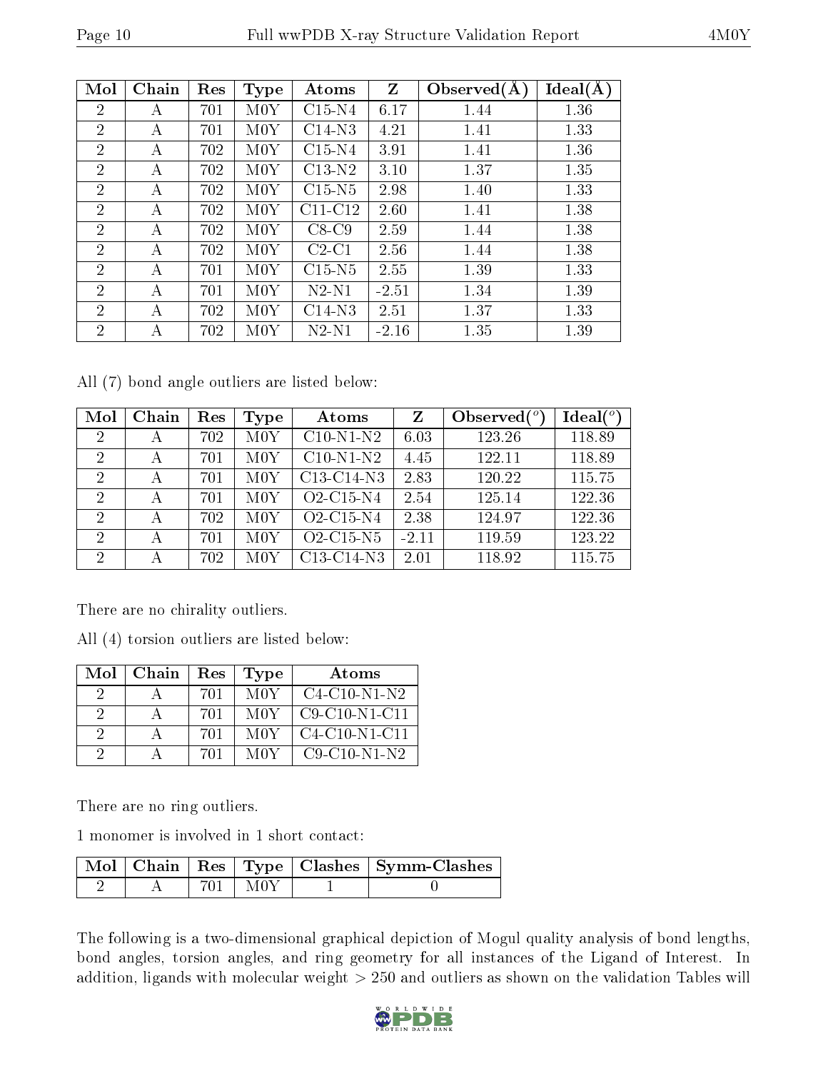| Mol | Chain | Res | Type | Atoms | Z | Observed(Å) | Ideal(Å) |
|---|---|---|---|---|---|---|---|
| 2 | A | 701 | M0Y | C15-N4 | 6.17 | 1.44 | 1.36 |
| 2 | A | 701 | M0Y | C14-N3 | 4.21 | 1.41 | 1.33 |
| 2 | A | 702 | M0Y | C15-N4 | 3.91 | 1.41 | 1.36 |
| 2 | A | 702 | M0Y | C13-N2 | 3.10 | 1.37 | 1.35 |
| 2 | A | 702 | M0Y | C15-N5 | 2.98 | 1.40 | 1.33 |
| 2 | A | 702 | M0Y | C11-C12 | 2.60 | 1.41 | 1.38 |
| 2 | A | 702 | M0Y | C8-C9 | 2.59 | 1.44 | 1.38 |
| 2 | A | 702 | M0Y | C2-C1 | 2.56 | 1.44 | 1.38 |
| 2 | A | 701 | M0Y | C15-N5 | 2.55 | 1.39 | 1.33 |
| 2 | A | 701 | M0Y | N2-N1 | -2.51 | 1.34 | 1.39 |
| 2 | A | 702 | M0Y | C14-N3 | 2.51 | 1.37 | 1.33 |
| 2 | A | 702 | M0Y | N2-N1 | -2.16 | 1.35 | 1.39 |

All (7) bond angle outliers are listed below:

| Mol | Chain | Res | Type | Atoms | Z | Observed(°) | Ideal(°) |
|---|---|---|---|---|---|---|---|
| 2 | A | 702 | M0Y | C10-N1-N2 | 6.03 | 123.26 | 118.89 |
| 2 | A | 701 | M0Y | C10-N1-N2 | 4.45 | 122.11 | 118.89 |
| 2 | A | 701 | M0Y | C13-C14-N3 | 2.83 | 120.22 | 115.75 |
| 2 | A | 701 | M0Y | O2-C15-N4 | 2.54 | 125.14 | 122.36 |
| 2 | A | 702 | M0Y | O2-C15-N4 | 2.38 | 124.97 | 122.36 |
| 2 | A | 701 | M0Y | O2-C15-N5 | -2.11 | 119.59 | 123.22 |
| 2 | A | 702 | M0Y | C13-C14-N3 | 2.01 | 118.92 | 115.75 |

There are no chirality outliers.

All (4) torsion outliers are listed below:

| Mol | Chain | Res | Type | Atoms |
|---|---|---|---|---|
| 2 | A | 701 | M0Y | C4-C10-N1-N2 |
| 2 | A | 701 | M0Y | C9-C10-N1-C11 |
| 2 | A | 701 | M0Y | C4-C10-N1-C11 |
| 2 | A | 701 | M0Y | C9-C10-N1-N2 |

There are no ring outliers.

1 monomer is involved in 1 short contact:

| Mol | Chain | Res | Type | Clashes | Symm-Clashes |
|---|---|---|---|---|---|
| 2 | A | 701 | M0Y | 1 | 0 |

The following is a two-dimensional graphical depiction of Mogul quality analysis of bond lengths, bond angles, torsion angles, and ring geometry for all instances of the Ligand of Interest. In addition, ligands with molecular weight > 250 and outliers as shown on the validation Tables will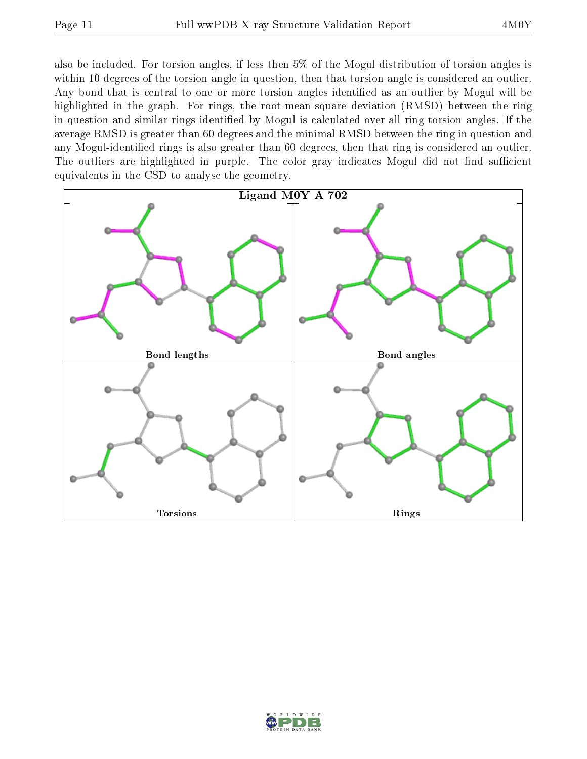also be included. For torsion angles, if less then 5% of the Mogul distribution of torsion angles is within 10 degrees of the torsion angle in question, then that torsion angle is considered an outlier. Any bond that is central to one or more torsion angles identified as an outlier by Mogul will be highlighted in the graph. For rings, the root-mean-square deviation (RMSD) between the ring in question and similar rings identified by Mogul is calculated over all ring torsion angles. If the average RMSD is greater than 60 degrees and the minimal RMSD between the ring in question and any Mogul-identified rings is also greater than 60 degrees, then that ring is considered an outlier. The outliers are highlighted in purple. The color gray indicates Mogul did not find sufficient equivalents in the CSD to analyse the geometry.

Ligand M0Y A 702

Bond lengths

Bond angles

Torsions

Rings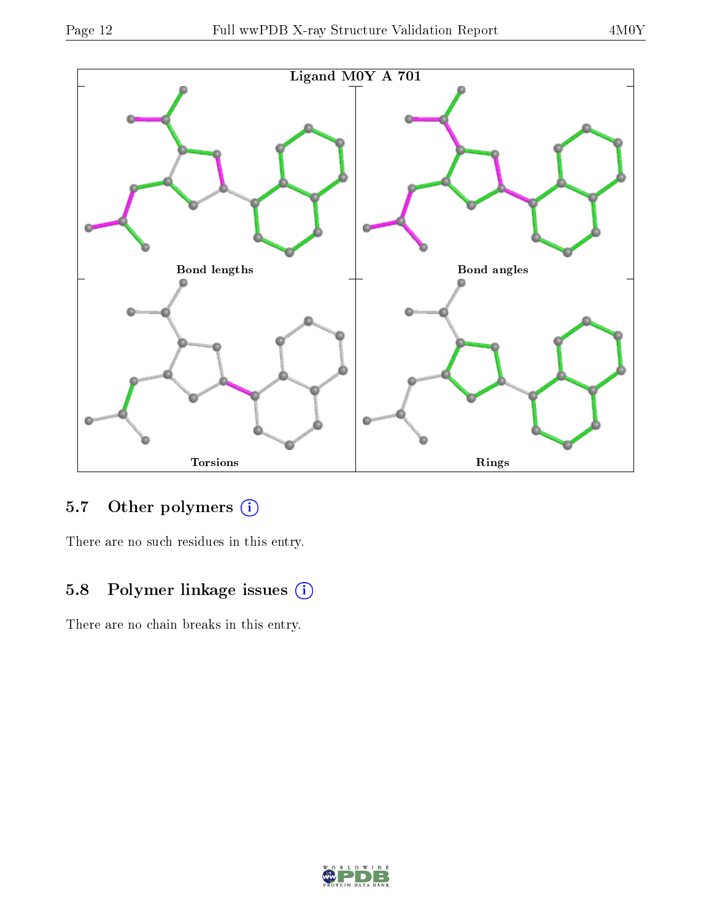Ligand M0Y A 701

Bond lengths

Bond angles

Torsions

Rings

### 5.7 Other polymers

There are no such residues in this entry.

### 5.8 Polymer linkage issues

There are no chain breaks in this entry.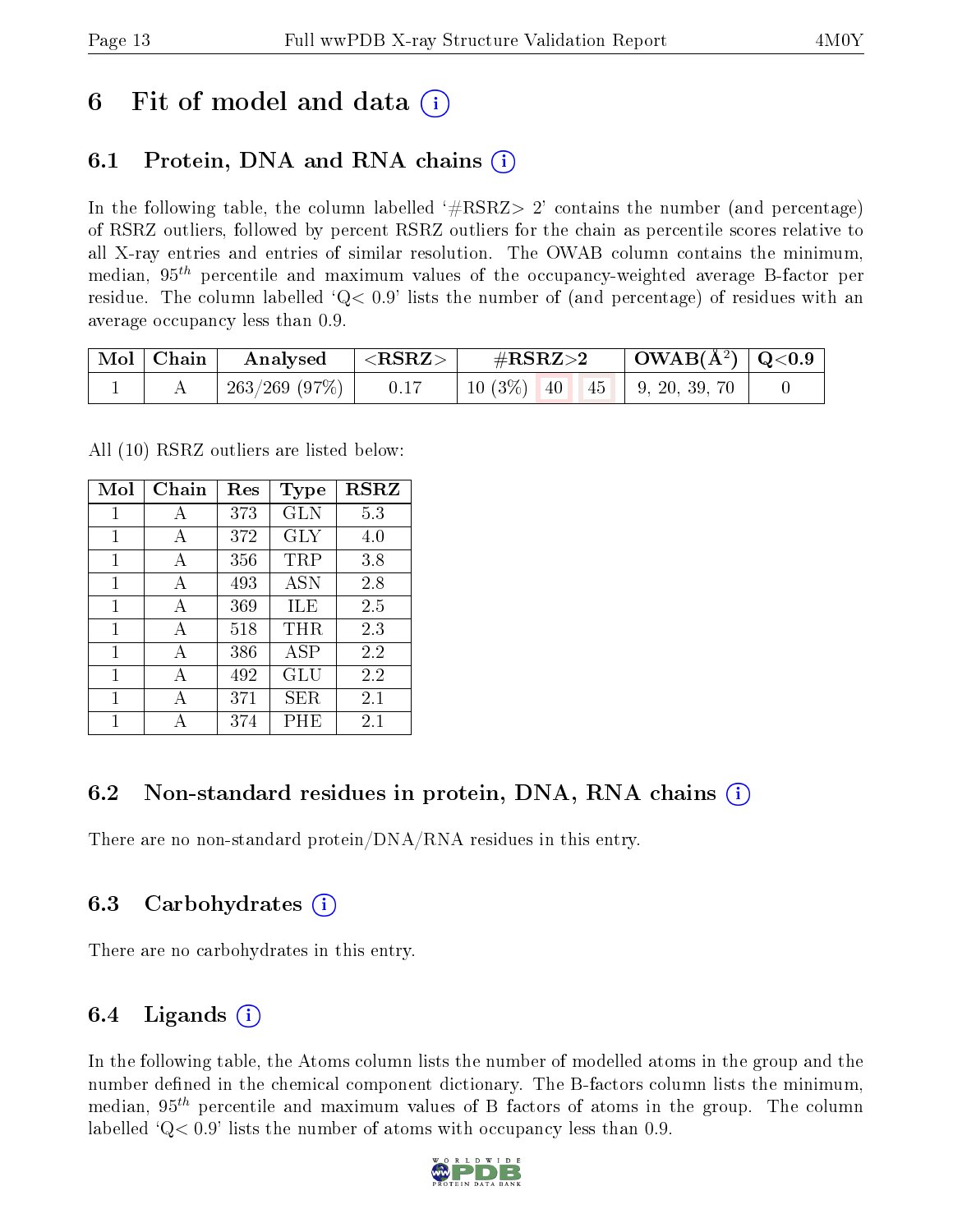# 6 Fit of model and data ⓘ

## 6.1 Protein, DNA and RNA chains ⓘ

In the following table, the column labelled '#RSRZ> 2' contains the number (and percentage) of RSRZ outliers, followed by percent RSRZ outliers for the chain as percentile scores relative to all X-ray entries and entries of similar resolution. The OWAB column contains the minimum, median, $95^{th}$ percentile and maximum values of the occupancy-weighted average B-factor per residue. The column labelled 'Q< 0.9' lists the number of (and percentage) of residues with an average occupancy less than 0.9.

| Mol | Chain | Analysed | <RSRZ> | #RSRZ>2 | | | OWAB(Å$^2$) | Q<0.9 |
|---|---|---|---|---|---|---|---|---|
| 1 | A | 263/269 (97%) | 0.17 | 10 (3%) | 40 | 45 | 9, 20, 39, 70 | 0 |

All (10) RSRZ outliers are listed below:

| Mol | Chain | Res | Type | RSRZ |
|---|---|---|---|---|
| 1 | A | 373 | GLN | 5.3 |
| 1 | A | 372 | GLY | 4.0 |
| 1 | A | 356 | TRP | 3.8 |
| 1 | A | 493 | ASN | 2.8 |
| 1 | A | 369 | ILE | 2.5 |
| 1 | A | 518 | THR | 2.3 |
| 1 | A | 386 | ASP | 2.2 |
| 1 | A | 492 | GLU | 2.2 |
| 1 | A | 371 | SER | 2.1 |
| 1 | A | 374 | PHE | 2.1 |

## 6.2 Non-standard residues in protein, DNA, RNA chains ⓘ

There are no non-standard protein/DNA/RNA residues in this entry.

## 6.3 Carbohydrates ⓘ

There are no carbohydrates in this entry.

## 6.4 Ligands ⓘ

In the following table, the Atoms column lists the number of modelled atoms in the group and the number defined in the chemical component dictionary. The B-factors column lists the minimum, median, $95^{th}$ percentile and maximum values of B factors of atoms in the group. The column labelled 'Q< 0.9' lists the number of atoms with occupancy less than 0.9.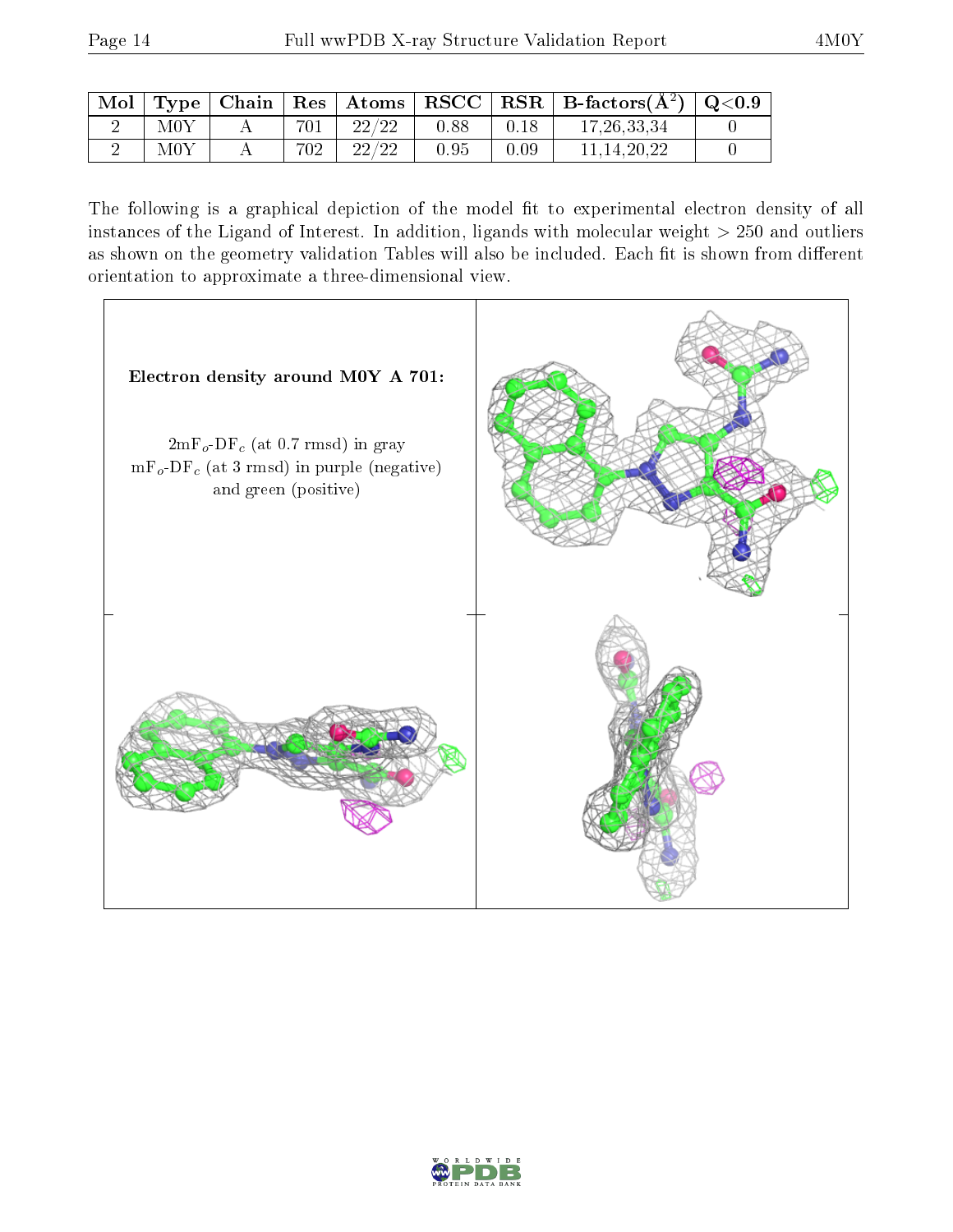| Mol | Type | Chain | Res | Atoms | RSCC | RSR | B-factors($Å^2$) | Q<0.9 |
|---|---|---|---|---|---|---|---|---|
| 2 | M0Y | A | 701 | 22/22 | 0.88 | 0.18 | 17,26,33,34 | 0 |
| 2 | M0Y | A | 702 | 22/22 | 0.95 | 0.09 | 11,14,20,22 | 0 |

The following is a graphical depiction of the model fit to experimental electron density of all instances of the Ligand of Interest. In addition, ligands with molecular weight > 250 and outliers as shown on the geometry validation Tables will also be included. Each fit is shown from different orientation to approximate a three-dimensional view.

**Electron density around M0Y A 701:**

$2mF_o$-$DF_c$ (at 0.7 rmsd) in gray
$mF_o$-$DF_c$ (at 3 rmsd) in purple (negative) and green (positive)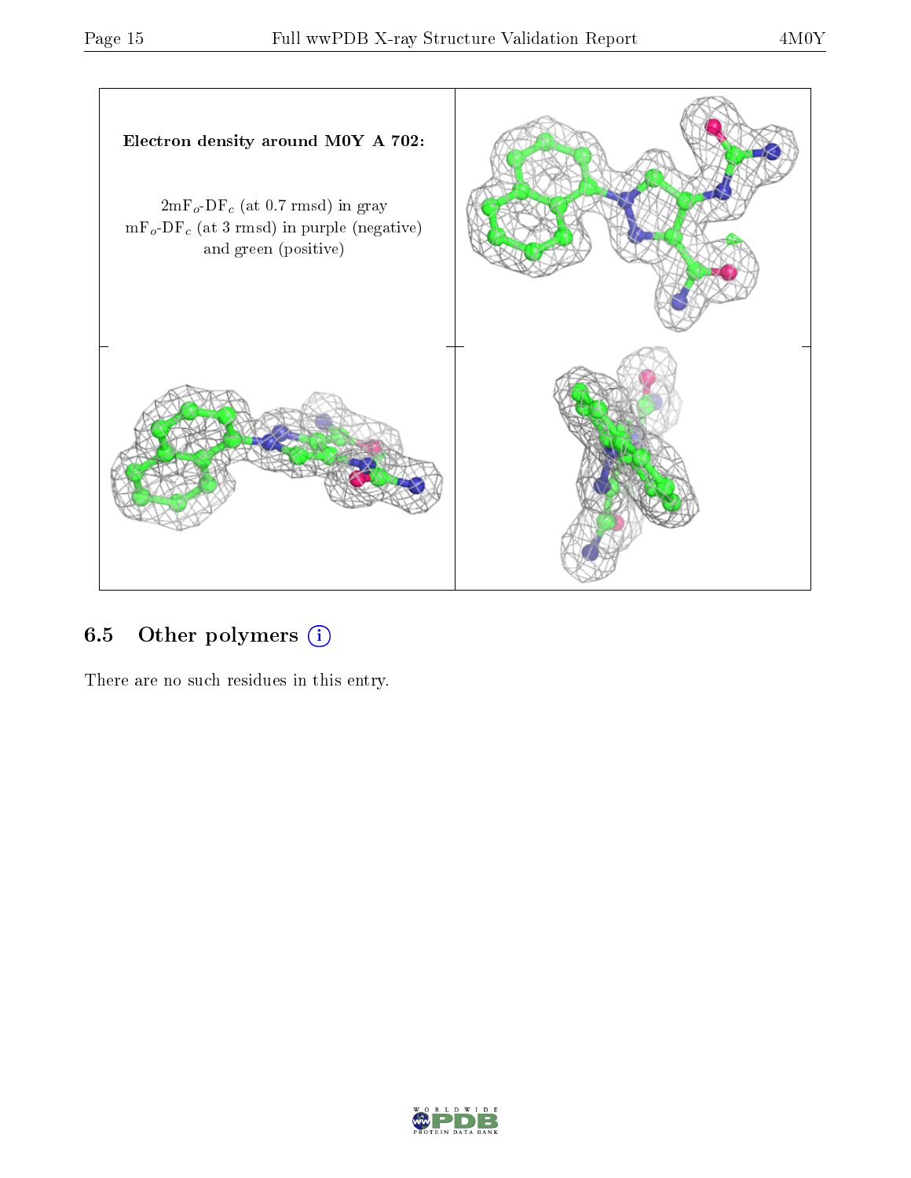**Electron density around M0Y A 702:**

$2mF_o$-$DF_c$ (at 0.7 rmsd) in gray
$mF_o$-$DF_c$ (at 3 rmsd) in purple (negative)
and green (positive)

## 6.5 Other polymers

There are no such residues in this entry.